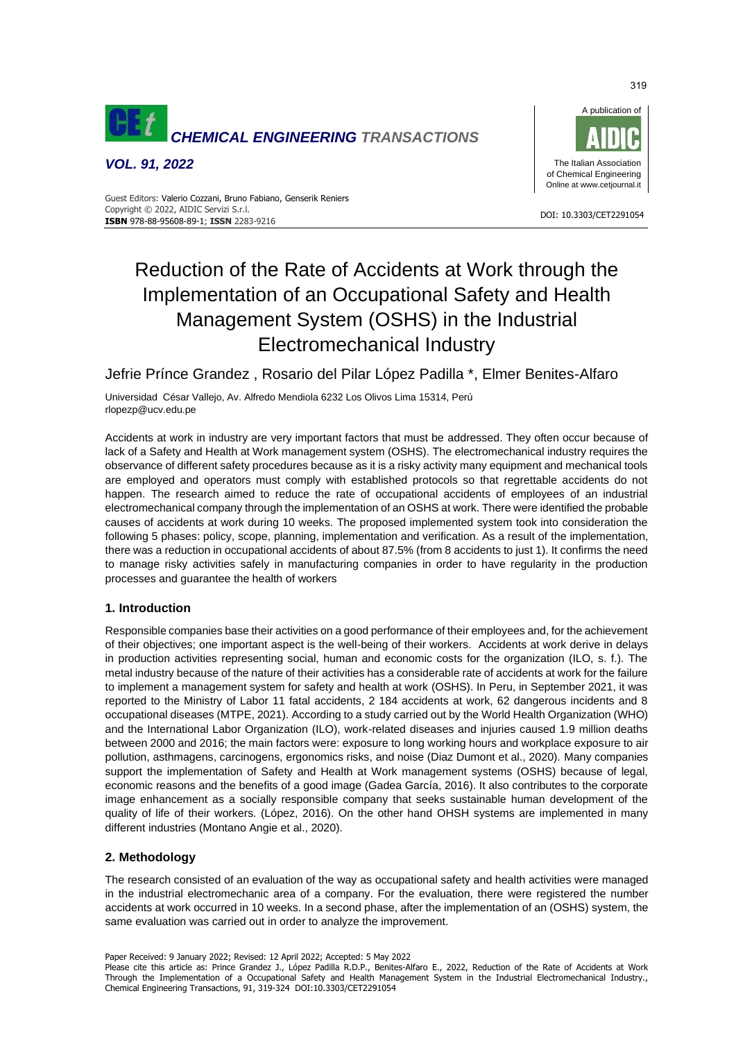# Reduction of the Rate of Accidents at Work through the Implementation of an Occupational Safety and Health Management System (OSHS) in the Industrial Electromechanical Industry

Jefrie Prínce Grandez , Rosario del Pilar López Padilla \*, Elmer Benites-Alfaro

Universidad César Vallejo, Av. Alfredo Mendiola 6232 Los Olivos Lima 15314, Perú
rlopezp@ucv.edu.pe

Accidents at work in industry are very important factors that must be addressed. They often occur because of lack of a Safety and Health at Work management system (OSHS). The electromechanical industry requires the observance of different safety procedures because as it is a risky activity many equipment and mechanical tools are employed and operators must comply with established protocols so that regrettable accidents do not happen. The research aimed to reduce the rate of occupational accidents of employees of an industrial electromechanical company through the implementation of an OSHS at work. There were identified the probable causes of accidents at work during 10 weeks. The proposed implemented system took into consideration the following 5 phases: policy, scope, planning, implementation and verification. As a result of the implementation, there was a reduction in occupational accidents of about 87.5% (from 8 accidents to just 1). It confirms the need to manage risky activities safely in manufacturing companies in order to have regularity in the production processes and guarantee the health of workers

## 1. Introduction

Responsible companies base their activities on a good performance of their employees and, for the achievement of their objectives; one important aspect is the well-being of their workers. Accidents at work derive in delays in production activities representing social, human and economic costs for the organization (ILO, s. f.). The metal industry because of the nature of their activities has a considerable rate of accidents at work for the failure to implement a management system for safety and health at work (OSHS). In Peru, in September 2021, it was reported to the Ministry of Labor 11 fatal accidents, 2 184 accidents at work, 62 dangerous incidents and 8 occupational diseases (MTPE, 2021). According to a study carried out by the World Health Organization (WHO) and the International Labor Organization (ILO), work-related diseases and injuries caused 1.9 million deaths between 2000 and 2016; the main factors were: exposure to long working hours and workplace exposure to air pollution, asthmagens, carcinogens, ergonomics risks, and noise (Diaz Dumont et al., 2020). Many companies support the implementation of Safety and Health at Work management systems (OSHS) because of legal, economic reasons and the benefits of a good image (Gadea García, 2016). It also contributes to the corporate image enhancement as a socially responsible company that seeks sustainable human development of the quality of life of their workers. (López, 2016). On the other hand OHSH systems are implemented in many different industries (Montano Angie et al., 2020).

## 2. Methodology

The research consisted of an evaluation of the way as occupational safety and health activities were managed in the industrial electromechanic area of a company. For the evaluation, there were registered the number accidents at work occurred in 10 weeks. In a second phase, after the implementation of an (OSHS) system, the same evaluation was carried out in order to analyze the improvement.

Paper Received: 9 January 2022; Revised: 12 April 2022; Accepted: 5 May 2022

Please cite this article as: Prince Grandez J., López Padilla R.D.P., Benites-Alfaro E., 2022, Reduction of the Rate of Accidents at Work Through the Implementation of a Occupational Safety and Health Management System in the Industrial Electromechanical Industry., Chemical Engineering Transactions, 91, 319-324 DOI:10.3303/CET2291054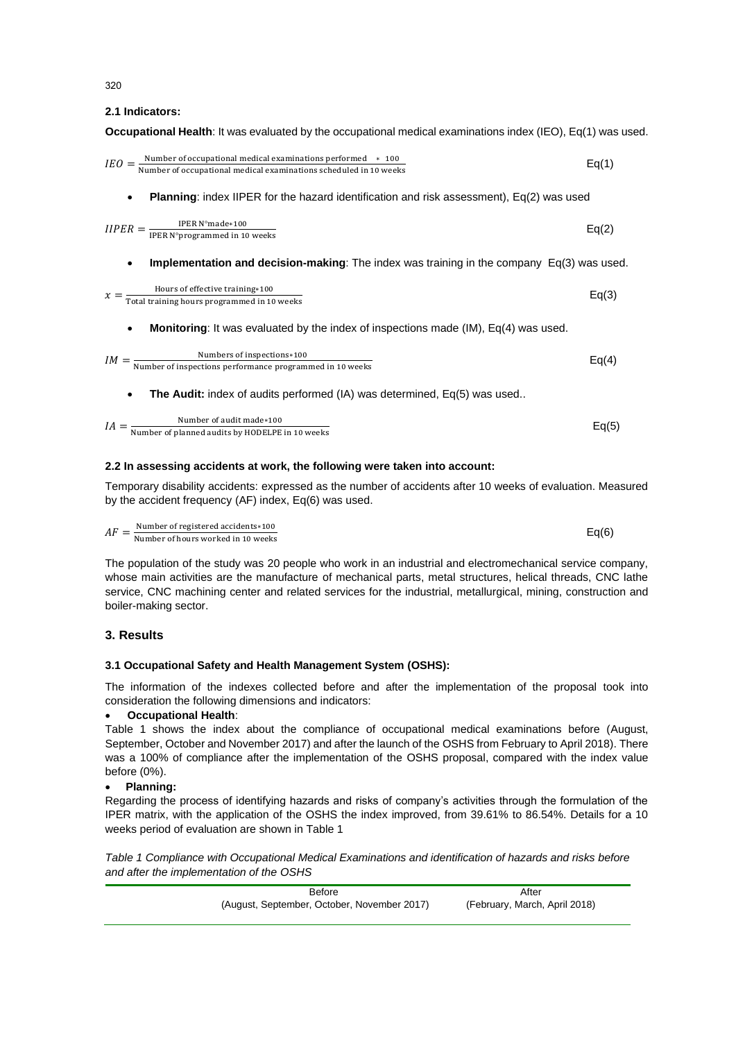### 2.1 Indicators:

**Occupational Health**: It was evaluated by the occupational medical examinations index (IEO), Eq(1) was used.

$$IEO = \frac{\text{Number of occupational medical examinations performed} \quad * \ 100}{\text{Number of occupational medical examinations scheduled in 10 weeks}} \qquad \text{Eq(1)}$$

- **Planning**: index IIPER for the hazard identification and risk assessment), Eq(2) was used

$$IIPER = \frac{\text{IPER N°made} * 100}{\text{IPER N°programmed in 10 weeks}} \qquad \text{Eq(2)}$$

- **Implementation and decision-making**: The index was training in the company Eq(3) was used.

$$x = \frac{\text{Hours of effective training} * 100}{\text{Total training hours programmed in 10 weeks}} \qquad \text{Eq(3)}$$

- **Monitoring**: It was evaluated by the index of inspections made (IM), Eq(4) was used.

$$IM = \frac{\text{Numbers of inspections} * 100}{\text{Number of inspections performance programmed in 10 weeks}} \qquad \text{Eq(4)}$$

- **The Audit:** index of audits performed (IA) was determined, Eq(5) was used..

$$IA = \frac{\text{Number of audit made} * 100}{\text{Number of planned audits by HODELPE in 10 weeks}} \qquad \text{Eq(5)}$$

### 2.2 In assessing accidents at work, the following were taken into account:

Temporary disability accidents: expressed as the number of accidents after 10 weeks of evaluation. Measured by the accident frequency (AF) index, Eq(6) was used.

$$AF = \frac{\text{Number of registered accidents} * 100}{\text{Number of hours worked in 10 weeks}} \qquad \text{Eq(6)}$$

The population of the study was 20 people who work in an industrial and electromechanical service company, whose main activities are the manufacture of mechanical parts, metal structures, helical threads, CNC lathe service, CNC machining center and related services for the industrial, metallurgical, mining, construction and boiler-making sector.

## 3. Results

### 3.1 Occupational Safety and Health Management System (OSHS):

The information of the indexes collected before and after the implementation of the proposal took into consideration the following dimensions and indicators:

- **Occupational Health**:

Table 1 shows the index about the compliance of occupational medical examinations before (August, September, October and November 2017) and after the launch of the OSHS from February to April 2018). There was a 100% of compliance after the implementation of the OSHS proposal, compared with the index value before (0%).

- **Planning:**

Regarding the process of identifying hazards and risks of company's activities through the formulation of the IPER matrix, with the application of the OSHS the index improved, from 39.61% to 86.54%. Details for a 10 weeks period of evaluation are shown in Table 1

*Table 1 Compliance with Occupational Medical Examinations and identification of hazards and risks before and after the implementation of the OSHS*

| | Before (August, September, October, November 2017) | After (February, March, April 2018) |
|---|---|---|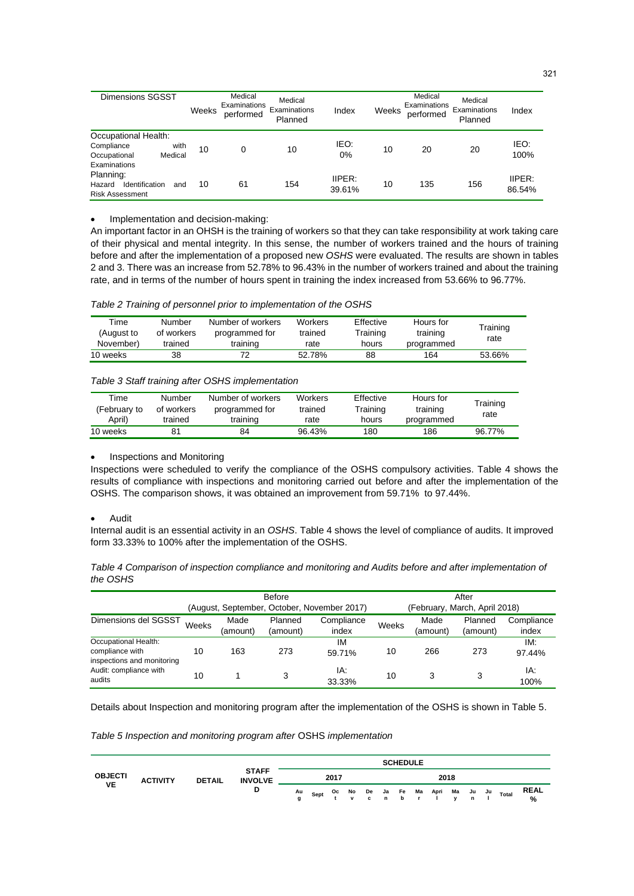| Dimensions SGSST | Weeks | Medical Examinations performed | Medical Examinations Planned | Index | Weeks | Medical Examinations performed | Medical Examinations Planned | Index |
|---|---|---|---|---|---|---|---|---|
| Occupational Health: Compliance with Occupational Medical Examinations | 10 | 0 | 10 | IEO: 0% | 10 | 20 | 20 | IEO: 100% |
| Planning: Hazard Identification and Risk Assessment | 10 | 61 | 154 | IIPER: 39.61% | 10 | 135 | 156 | IIPER: 86.54% |

- Implementation and decision-making:

An important factor in an OHSH is the training of workers so that they can take responsibility at work taking care of their physical and mental integrity. In this sense, the number of workers trained and the hours of training before and after the implementation of a proposed new *OSHS* were evaluated. The results are shown in tables 2 and 3. There was an increase from 52.78% to 96.43% in the number of workers trained and about the training rate, and in terms of the number of hours spent in training the index increased from 53.66% to 96.77%.

*Table 2 Training of personnel prior to implementation of the OSHS*

| Time (August to November) | Number of workers trained | Number of workers programmed for training | Workers trained rate | Effective Training hours | Hours for training programmed | Training rate |
|---|---|---|---|---|---|---|
| 10 weeks | 38 | 72 | 52.78% | 88 | 164 | 53.66% |

*Table 3 Staff training after OSHS implementation*

| Time (February to April) | Number of workers trained | Number of workers programmed for training | Workers trained rate | Effective Training hours | Hours for training programmed | Training rate |
|---|---|---|---|---|---|---|
| 10 weeks | 81 | 84 | 96.43% | 180 | 186 | 96.77% |

- Inspections and Monitoring

Inspections were scheduled to verify the compliance of the OSHS compulsory activities. Table 4 shows the results of compliance with inspections and monitoring carried out before and after the implementation of the OSHS. The comparison shows, it was obtained an improvement from 59.71% to 97.44%.

- Audit

Internal audit is an essential activity in an *OSHS*. Table 4 shows the level of compliance of audits. It improved form 33.33% to 100% after the implementation of the OSHS.

*Table 4 Comparison of inspection compliance and monitoring and Audits before and after implementation of the OSHS*

| | Before (August, September, October, November 2017) | | | | After (February, March, April 2018) | | | |
|---|---|---|---|---|---|---|---|---|
| Dimensions del SGSST | Weeks | Made (amount) | Planned (amount) | Compliance index | Weeks | Made (amount) | Planned (amount) | Compliance index |
| Occupational Health: compliance with inspections and monitoring | 10 | 163 | 273 | IM 59.71% | 10 | 266 | 273 | IM: 97.44% |
| Audit: compliance with audits | 10 | 1 | 3 | IA: 33.33% | 10 | 3 | 3 | IA: 100% |

Details about Inspection and monitoring program after the implementation of the OSHS is shown in Table 5.

*Table 5 Inspection and monitoring program after* OSHS *implementation*

| OBJECTIVE | ACTIVITY | DETAIL | STAFF INVOLVED | SCHEDULE | | | | | | | | | | | | | |
|---|---|---|---|---|---|---|---|---|---|---|---|---|---|---|---|---|---|
| | | | | 2017 | | | | | 2018 | | | | | | | | |
| | | | | Aug | Sept | Oct | Nov | Dec | Jan | Feb | Mar | April | May | Jun | Jul | Total | REAL % |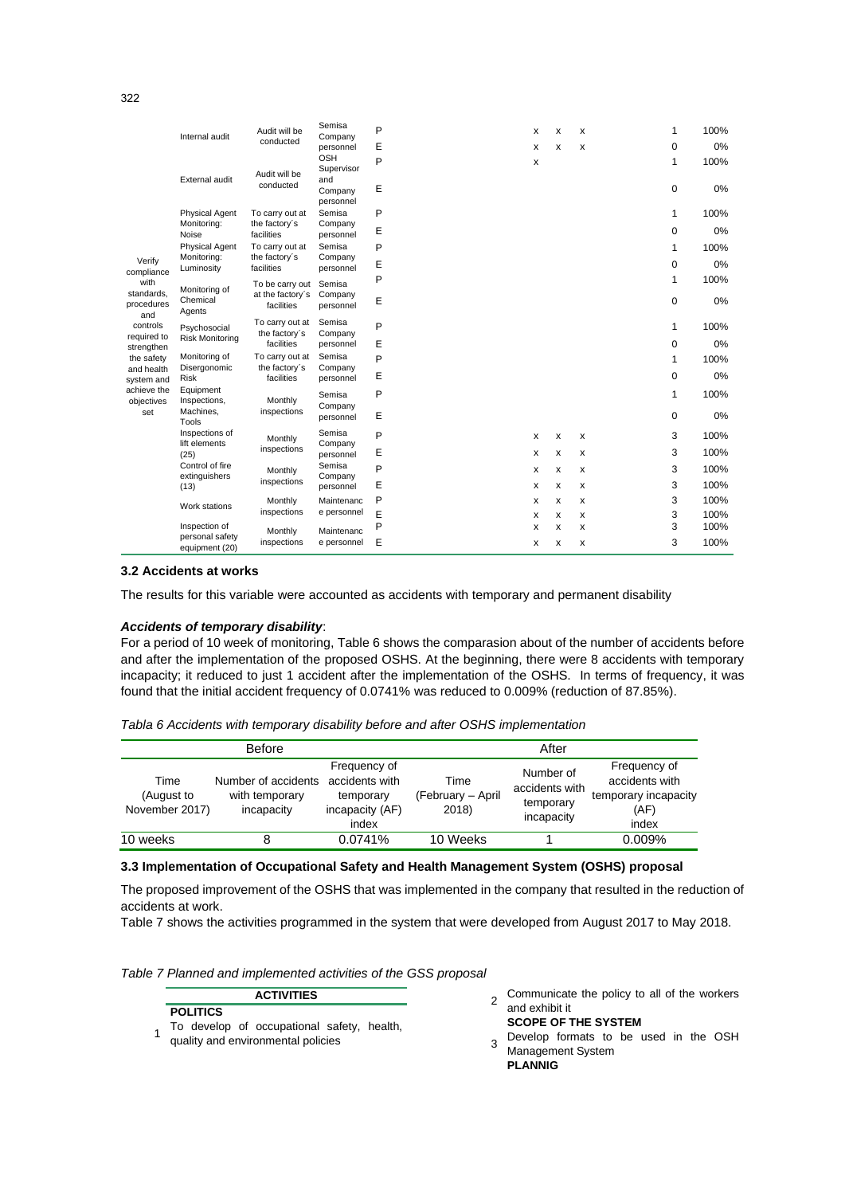| | | | | | | | | | | | | |
|---|---|---|---|---|---|---|---|---|---|---|---|---|
| Verify compliance with standards, procedures and controls required to strengthen the safety and health system and achieve the objectives set | Internal audit | Audit will be conducted | Semisa Company personnel | P | | | x | x | x | | 1 | 100% |
| | | | | E | | | x | x | x | | 0 | 0% |
| | External audit | Audit will be conducted | OSH Supervisor and Company personnel | P | | | x | | | | 1 | 100% |
| | | | | E | | | | | | | 0 | 0% |
| | Physical Agent Monitoring: Noise | To carry out at the factory´s facilities | Semisa Company personnel | P | | | | | | | 1 | 100% |
| | | | | E | | | | | | | 0 | 0% |
| | Physical Agent Monitoring: Luminosity | To carry out at the factory´s facilities | Semisa Company personnel | P | | | | | | | 1 | 100% |
| | | | | E | | | | | | | 0 | 0% |
| | Monitoring of Chemical Agents | To be carry out at the factory´s facilities | Semisa Company personnel | P | | | | | | | 1 | 100% |
| | | | | E | | | | | | | 0 | 0% |
| | Psychosocial Risk Monitoring | To carry out at the factory´s facilities | Semisa Company personnel | P | | | | | | | 1 | 100% |
| | | | | E | | | | | | | 0 | 0% |
| | Monitoring of Disergonomic Risk | To carry out at the factory´s facilities | Semisa Company personnel | P | | | | | | | 1 | 100% |
| | | | | E | | | | | | | 0 | 0% |
| | Equipment Inspections, Machines, Tools | Monthly inspections | Semisa Company personnel | P | | | | | | | 1 | 100% |
| | | | | E | | | | | | | 0 | 0% |
| | Inspections of lift elements (25) | Monthly inspections | Semisa Company personnel | P | | | x | x | x | | 3 | 100% |
| | | | | E | | | x | x | x | | 3 | 100% |
| | Control of fire extinguishers (13) | Monthly inspections | Semisa Company personnel | P | | | x | x | x | | 3 | 100% |
| | | | | E | | | x | x | x | | 3 | 100% |
| | Work stations | Monthly inspections | Maintenance personnel | P | | | x | x | x | | 3 | 100% |
| | | | | E | | | x | x | x | | 3 | 100% |
| | Inspection of personal safety equipment (20) | Monthly inspections | Maintenance personnel | P | | | x | x | x | | 3 | 100% |
| | | | | E | | | x | x | x | | 3 | 100% |

### 3.2 Accidents at works

The results for this variable were accounted as accidents with temporary and permanent disability

***Accidents of temporary disability***:

For a period of 10 week of monitoring, Table 6 shows the comparasion about of the number of accidents before and after the implementation of the proposed OSHS. At the beginning, there were 8 accidents with temporary incapacity; it reduced to just 1 accident after the implementation of the OSHS. In terms of frequency, it was found that the initial accident frequency of 0.0741% was reduced to 0.009% (reduction of 87.85%).

*Tabla 6 Accidents with temporary disability before and after OSHS implementation*

| Before | | | After | | |
|---|---|---|---|---|---|
| Time (August to November 2017) | Number of accidents with temporary incapacity | Frequency of accidents with temporary incapacity (AF) index | Time (February – April 2018) | Number of accidents with temporary incapacity | Frequency of accidents with temporary incapacity (AF) index |
| 10 weeks | 8 | 0.0741% | 10 Weeks | 1 | 0.009% |

### 3.3 Implementation of Occupational Safety and Health Management System (OSHS) proposal

The proposed improvement of the OSHS that was implemented in the company that resulted in the reduction of accidents at work.

Table 7 shows the activities programmed in the system that were developed from August 2017 to May 2018.

*Table 7 Planned and implemented activities of the GSS proposal*

| | ACTIVITIES |
|---|---|
| | **POLITICS** |
| 1 | To develop of occupational safety, health, quality and environmental policies |
| 2 | Communicate the policy to all of the workers and exhibit it |
| | **SCOPE OF THE SYSTEM** |
| 3 | Develop formats to be used in the OSH Management System |
| | **PLANNIG** |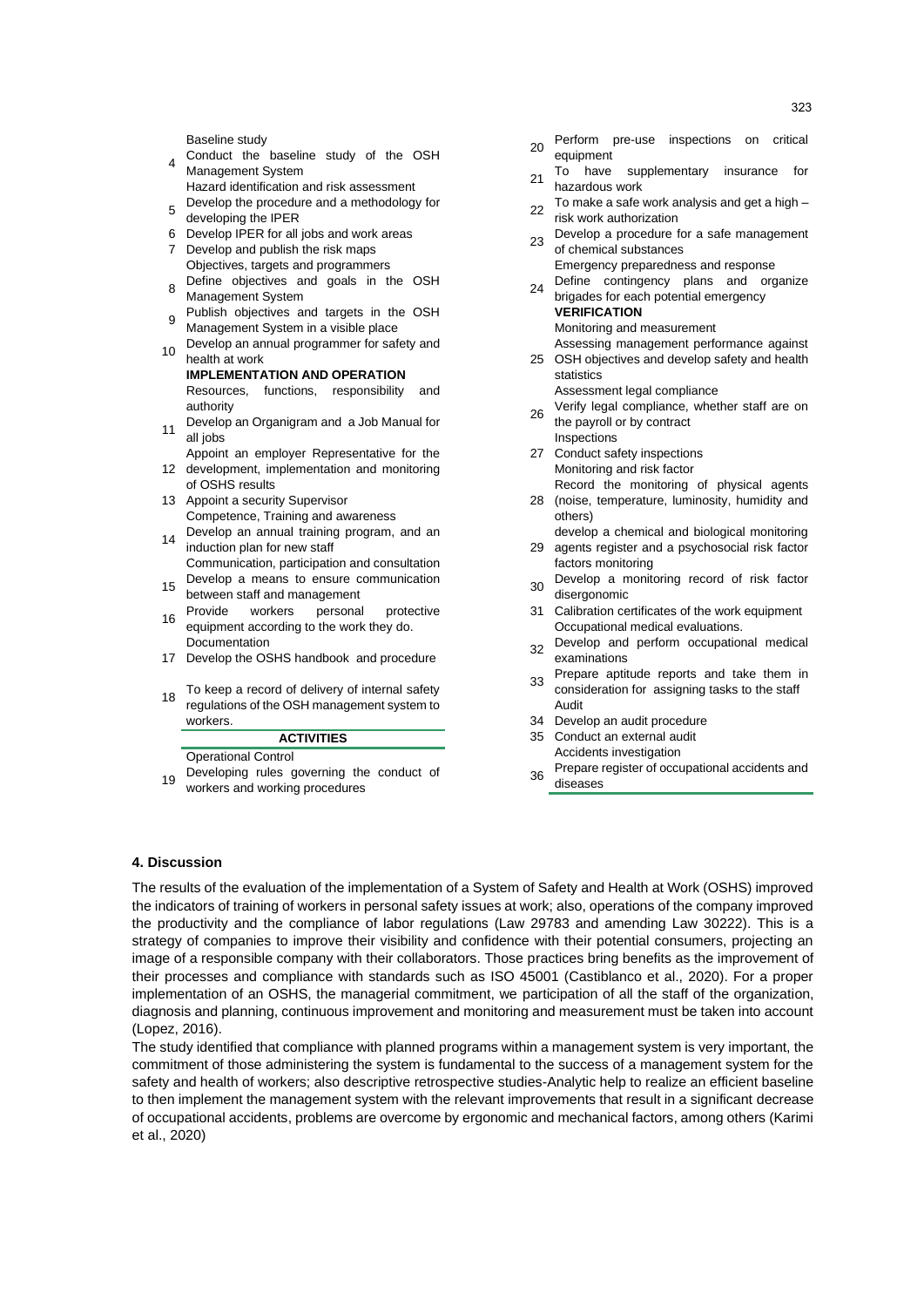| N° | Item |
|---|---|
| | Baseline study |
| 4 | Conduct the baseline study of the OSH Management System |
| | Hazard identification and risk assessment |
| 5 | Develop the procedure and a methodology for developing the IPER |
| 6 | Develop IPER for all jobs and work areas |
| 7 | Develop and publish the risk maps |
| | Objectives, targets and programmers |
| 8 | Define objectives and goals in the OSH Management System |
| 9 | Publish objectives and targets in the OSH Management System in a visible place |
| 10 | Develop an annual programmer for safety and health at work |
| | **IMPLEMENTATION AND OPERATION** |
| | Resources, functions, responsibility and authority |
| 11 | Develop an Organigram and a Job Manual for all jobs |
| 12 | Appoint an employer Representative for the development, implementation and monitoring of OSHS results |
| 13 | Appoint a security Supervisor |
| | Competence, Training and awareness |
| 14 | Develop an annual training program, and an induction plan for new staff |
| | Communication, participation and consultation |
| 15 | Develop a means to ensure communication between staff and management |
| 16 | Provide workers personal protective equipment according to the work they do. |
| | Documentation |
| 17 | Develop the OSHS handbook and procedure |
| 18 | To keep a record of delivery of internal safety regulations of the OSH management system to workers. |
| | **ACTIVITIES** |
| | Operational Control |
| 19 | Developing rules governing the conduct of workers and working procedures |
| 20 | Perform pre-use inspections on critical equipment |
| 21 | To have supplementary insurance for hazardous work |
| 22 | To make a safe work analysis and get a high – risk work authorization |
| 23 | Develop a procedure for a safe management of chemical substances |
| | Emergency preparedness and response |
| 24 | Define contingency plans and organize brigades for each potential emergency |
| | **VERIFICATION** |
| | Monitoring and measurement |
| 25 | Assessing management performance against OSH objectives and develop safety and health statistics |
| | Assessment legal compliance |
| 26 | Verify legal compliance, whether staff are on the payroll or by contract |
| | Inspections |
| 27 | Conduct safety inspections |
| | Monitoring and risk factor |
| 28 | Record the monitoring of physical agents (noise, temperature, luminosity, humidity and others) |
| 29 | develop a chemical and biological monitoring agents register and a psychosocial risk factor factors monitoring |
| 30 | Develop a monitoring record of risk factor disergonomic |
| 31 | Calibration certificates of the work equipment |
| | Occupational medical evaluations. |
| 32 | Develop and perform occupational medical examinations |
| 33 | Prepare aptitude reports and take them in consideration for assigning tasks to the staff |
| | Audit |
| 34 | Develop an audit procedure |
| 35 | Conduct an external audit |
| | Accidents investigation |
| 36 | Prepare register of occupational accidents and diseases |

## 4. Discussion

The results of the evaluation of the implementation of a System of Safety and Health at Work (OSHS) improved the indicators of training of workers in personal safety issues at work; also, operations of the company improved the productivity and the compliance of labor regulations (Law 29783 and amending Law 30222). This is a strategy of companies to improve their visibility and confidence with their potential consumers, projecting an image of a responsible company with their collaborators. Those practices bring benefits as the improvement of their processes and compliance with standards such as ISO 45001 (Castiblanco et al., 2020). For a proper implementation of an OSHS, the managerial commitment, we participation of all the staff of the organization, diagnosis and planning, continuous improvement and monitoring and measurement must be taken into account (Lopez, 2016).

The study identified that compliance with planned programs within a management system is very important, the commitment of those administering the system is fundamental to the success of a management system for the safety and health of workers; also descriptive retrospective studies-Analytic help to realize an efficient baseline to then implement the management system with the relevant improvements that result in a significant decrease of occupational accidents, problems are overcome by ergonomic and mechanical factors, among others (Karimi et al., 2020)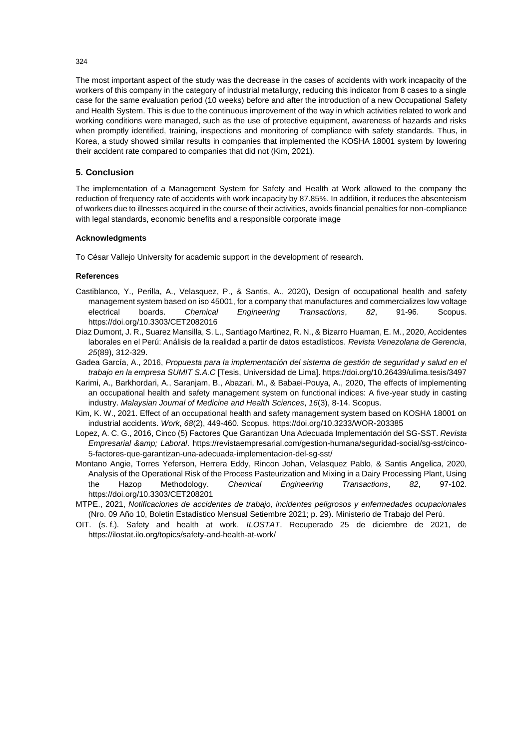The most important aspect of the study was the decrease in the cases of accidents with work incapacity of the workers of this company in the category of industrial metallurgy, reducing this indicator from 8 cases to a single case for the same evaluation period (10 weeks) before and after the introduction of a new Occupational Safety and Health System. This is due to the continuous improvement of the way in which activities related to work and working conditions were managed, such as the use of protective equipment, awareness of hazards and risks when promptly identified, training, inspections and monitoring of compliance with safety standards. Thus, in Korea, a study showed similar results in companies that implemented the KOSHA 18001 system by lowering their accident rate compared to companies that did not (Kim, 2021).

## 5. Conclusion

The implementation of a Management System for Safety and Health at Work allowed to the company the reduction of frequency rate of accidents with work incapacity by 87.85%. In addition, it reduces the absenteeism of workers due to illnesses acquired in the course of their activities, avoids financial penalties for non-compliance with legal standards, economic benefits and a responsible corporate image

#### Acknowledgments

To César Vallejo University for academic support in the development of research.

#### References

Castiblanco, Y., Perilla, A., Velasquez, P., & Santis, A., 2020), Design of occupational health and safety management system based on iso 45001, for a company that manufactures and commercializes low voltage electrical boards. *Chemical Engineering Transactions*, *82*, 91-96. Scopus. https://doi.org/10.3303/CET2082016

Diaz Dumont, J. R., Suarez Mansilla, S. L., Santiago Martinez, R. N., & Bizarro Huaman, E. M., 2020, Accidentes laborales en el Perú: Análisis de la realidad a partir de datos estadísticos. *Revista Venezolana de Gerencia*, *25*(89), 312-329.

Gadea García, A., 2016, *Propuesta para la implementación del sistema de gestión de seguridad y salud en el trabajo en la empresa SUMIT S.A.C* [Tesis, Universidad de Lima]. https://doi.org/10.26439/ulima.tesis/3497

Karimi, A., Barkhordari, A., Saranjam, B., Abazari, M., & Babaei-Pouya, A., 2020, The effects of implementing an occupational health and safety management system on functional indices: A five-year study in casting industry. *Malaysian Journal of Medicine and Health Sciences*, *16*(3), 8-14. Scopus.

Kim, K. W., 2021. Effect of an occupational health and safety management system based on KOSHA 18001 on industrial accidents. *Work*, *68*(2), 449-460. Scopus. https://doi.org/10.3233/WOR-203385

Lopez, A. C. G., 2016, Cinco (5) Factores Que Garantizan Una Adecuada Implementación del SG-SST. *Revista Empresarial &amp; Laboral*. https://revistaempresarial.com/gestion-humana/seguridad-social/sg-sst/cinco-5-factores-que-garantizan-una-adecuada-implementacion-del-sg-sst/

Montano Angie, Torres Yeferson, Herrera Eddy, Rincon Johan, Velasquez Pablo, & Santis Angelica, 2020, Analysis of the Operational Risk of the Process Pasteurization and Mixing in a Dairy Processing Plant, Using the Hazop Methodology. *Chemical Engineering Transactions*, *82*, 97-102. https://doi.org/10.3303/CET208201

MTPE., 2021, *Notificaciones de accidentes de trabajo, incidentes peligrosos y enfermedades ocupacionales* (Nro. 09 Año 10, Boletin Estadístico Mensual Setiembre 2021; p. 29). Ministerio de Trabajo del Perú.

OIT. (s. f.). Safety and health at work. *ILOSTAT*. Recuperado 25 de diciembre de 2021, de https://ilostat.ilo.org/topics/safety-and-health-at-work/